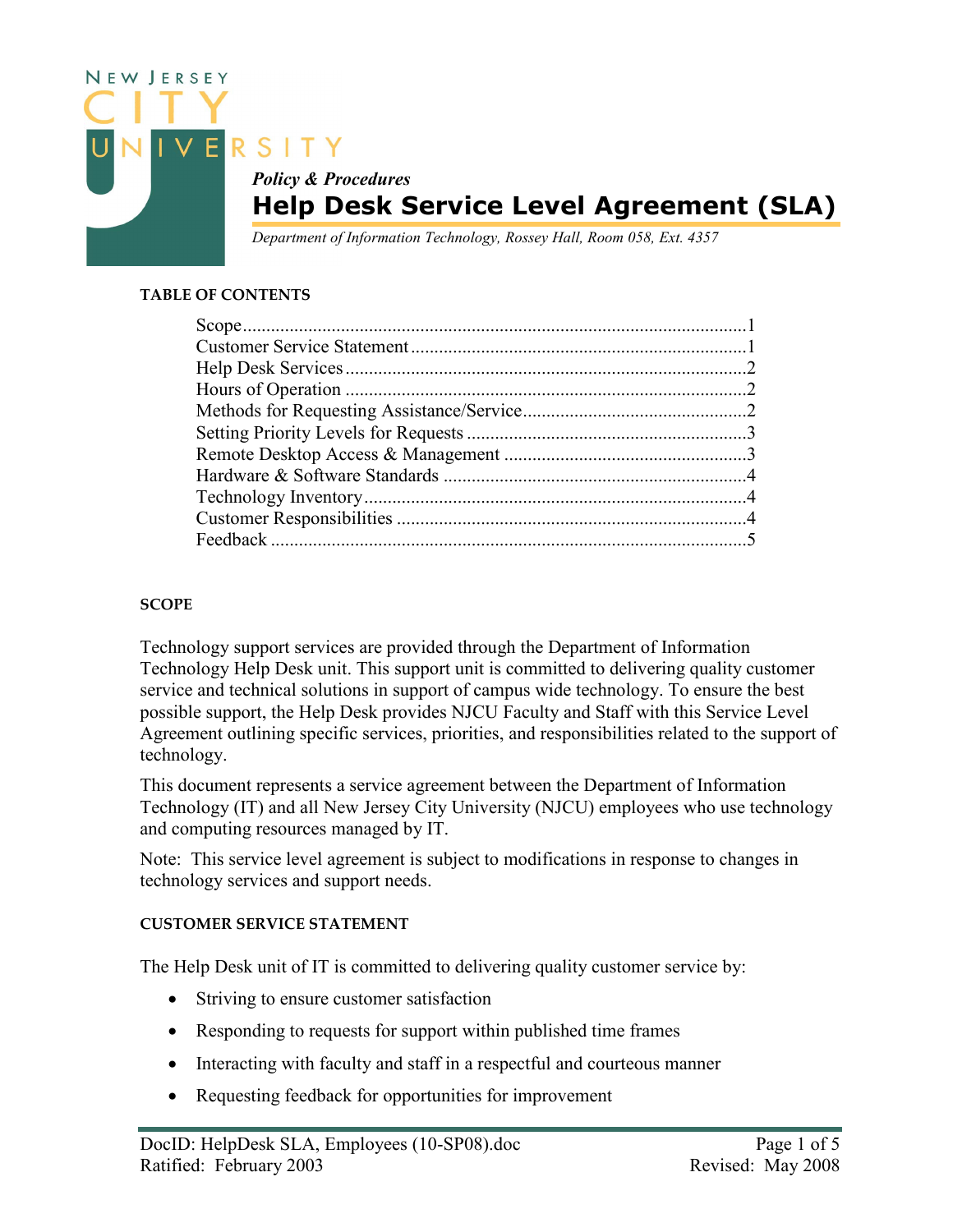*Policy & Procedures*

# Help Desk Service Level Agreement (SLA)

*Department of Information Technology, Rossey Hall, Room 058, Ext. 4357*

**TABLE OF CONTENTS**

- Scope ........ 1
- Customer Service Statement ........ 1
- Help Desk Services ........ 2
- Hours of Operation ........ 2
- Methods for Requesting Assistance/Service ........ 2
- Setting Priority Levels for Requests ........ 3
- Remote Desktop Access & Management ........ 3
- Hardware & Software Standards ........ 4
- Technology Inventory ........ 4
- Customer Responsibilities ........ 4
- Feedback ........ 5

## SCOPE

Technology support services are provided through the Department of Information Technology Help Desk unit. This support unit is committed to delivering quality customer service and technical solutions in support of campus wide technology. To ensure the best possible support, the Help Desk provides NJCU Faculty and Staff with this Service Level Agreement outlining specific services, priorities, and responsibilities related to the support of technology.

This document represents a service agreement between the Department of Information Technology (IT) and all New Jersey City University (NJCU) employees who use technology and computing resources managed by IT.

Note: This service level agreement is subject to modifications in response to changes in technology services and support needs.

## CUSTOMER SERVICE STATEMENT

The Help Desk unit of IT is committed to delivering quality customer service by:

- Striving to ensure customer satisfaction
- Responding to requests for support within published time frames
- Interacting with faculty and staff in a respectful and courteous manner
- Requesting feedback for opportunities for improvement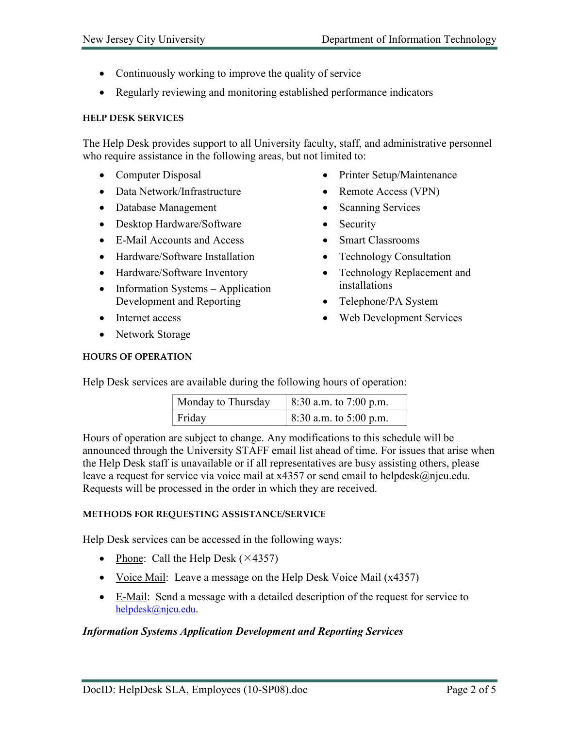- Continuously working to improve the quality of service
- Regularly reviewing and monitoring established performance indicators

#### HELP DESK SERVICES

The Help Desk provides support to all University faculty, staff, and administrative personnel who require assistance in the following areas, but not limited to:

- Computer Disposal
- Data Network/Infrastructure
- Database Management
- Desktop Hardware/Software
- E-Mail Accounts and Access
- Hardware/Software Installation
- Hardware/Software Inventory
- Information Systems – Application Development and Reporting
- Internet access
- Network Storage
- Printer Setup/Maintenance
- Remote Access (VPN)
- Scanning Services
- Security
- Smart Classrooms
- Technology Consultation
- Technology Replacement and installations
- Telephone/PA System
- Web Development Services

#### HOURS OF OPERATION

Help Desk services are available during the following hours of operation:

| Monday to Thursday | 8:30 a.m. to 7:00 p.m. |
|---|---|
| Friday | 8:30 a.m. to 5:00 p.m. |

Hours of operation are subject to change. Any modifications to this schedule will be announced through the University STAFF email list ahead of time. For issues that arise when the Help Desk staff is unavailable or if all representatives are busy assisting others, please leave a request for service via voice mail at x4357 or send email to helpdesk@njcu.edu. Requests will be processed in the order in which they are received.

#### METHODS FOR REQUESTING ASSISTANCE/SERVICE

Help Desk services can be accessed in the following ways:

- Phone: Call the Help Desk (×4357)
- Voice Mail: Leave a message on the Help Desk Voice Mail (x4357)
- E-Mail: Send a message with a detailed description of the request for service to helpdesk@njcu.edu.

***Information Systems Application Development and Reporting Services***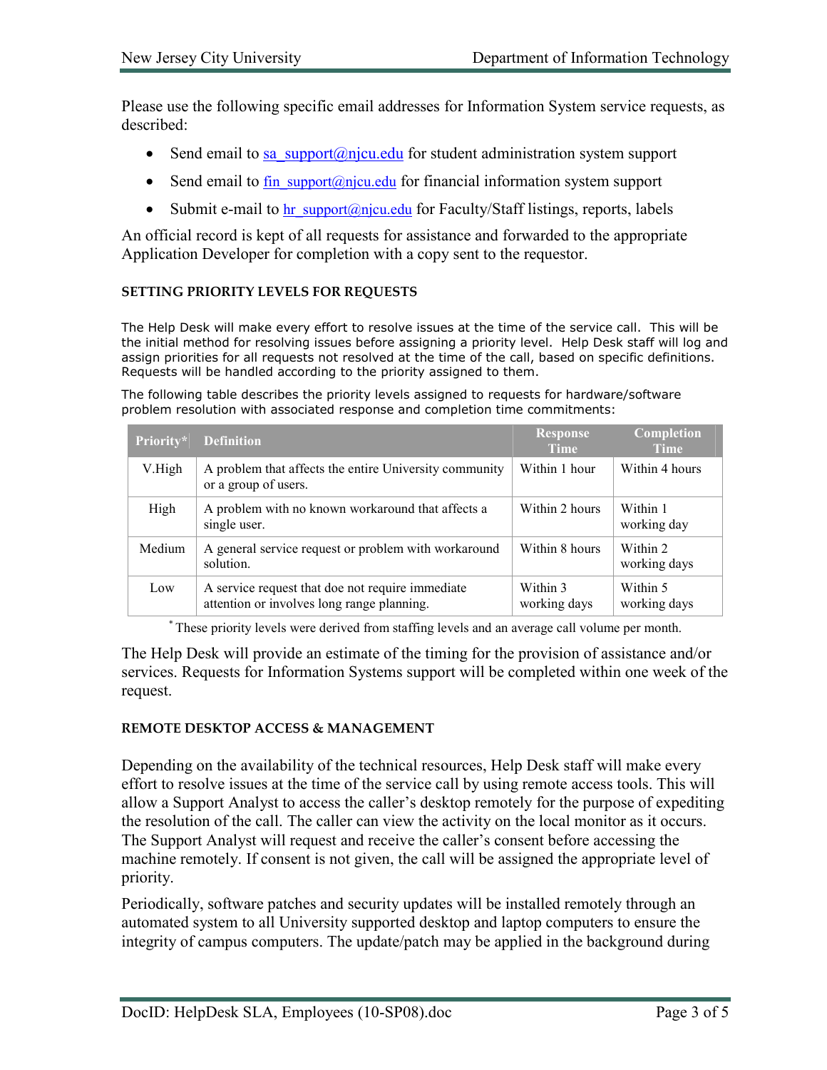Please use the following specific email addresses for Information System service requests, as described:

- Send email to sa_support@njcu.edu for student administration system support
- Send email to fin_support@njcu.edu for financial information system support
- Submit e-mail to hr_support@njcu.edu for Faculty/Staff listings, reports, labels

An official record is kept of all requests for assistance and forwarded to the appropriate Application Developer for completion with a copy sent to the requestor.

#### SETTING PRIORITY LEVELS FOR REQUESTS

The Help Desk will make every effort to resolve issues at the time of the service call. This will be the initial method for resolving issues before assigning a priority level. Help Desk staff will log and assign priorities for all requests not resolved at the time of the call, based on specific definitions. Requests will be handled according to the priority assigned to them.

The following table describes the priority levels assigned to requests for hardware/software problem resolution with associated response and completion time commitments:

| Priority* | Definition | Response Time | Completion Time |
|---|---|---|---|
| V.High | A problem that affects the entire University community or a group of users. | Within 1 hour | Within 4 hours |
| High | A problem with no known workaround that affects a single user. | Within 2 hours | Within 1 working day |
| Medium | A general service request or problem with workaround solution. | Within 8 hours | Within 2 working days |
| Low | A service request that doe not require immediate attention or involves long range planning. | Within 3 working days | Within 5 working days |

* These priority levels were derived from staffing levels and an average call volume per month.

The Help Desk will provide an estimate of the timing for the provision of assistance and/or services. Requests for Information Systems support will be completed within one week of the request.

#### REMOTE DESKTOP ACCESS & MANAGEMENT

Depending on the availability of the technical resources, Help Desk staff will make every effort to resolve issues at the time of the service call by using remote access tools. This will allow a Support Analyst to access the caller's desktop remotely for the purpose of expediting the resolution of the call. The caller can view the activity on the local monitor as it occurs. The Support Analyst will request and receive the caller's consent before accessing the machine remotely. If consent is not given, the call will be assigned the appropriate level of priority.

Periodically, software patches and security updates will be installed remotely through an automated system to all University supported desktop and laptop computers to ensure the integrity of campus computers. The update/patch may be applied in the background during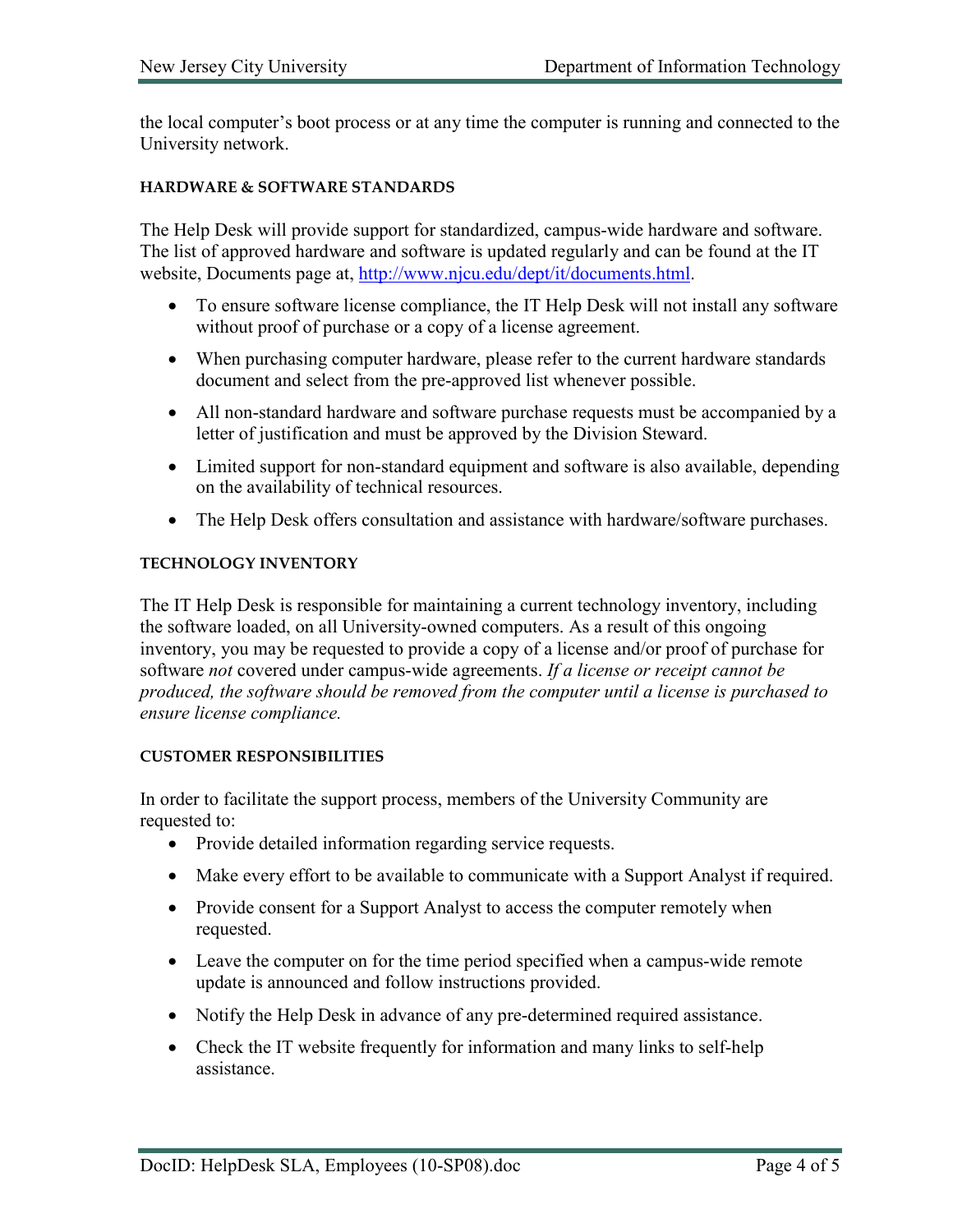the local computer's boot process or at any time the computer is running and connected to the University network.

#### HARDWARE & SOFTWARE STANDARDS

The Help Desk will provide support for standardized, campus-wide hardware and software. The list of approved hardware and software is updated regularly and can be found at the IT website, Documents page at, http://www.njcu.edu/dept/it/documents.html.

- To ensure software license compliance, the IT Help Desk will not install any software without proof of purchase or a copy of a license agreement.
- When purchasing computer hardware, please refer to the current hardware standards document and select from the pre-approved list whenever possible.
- All non-standard hardware and software purchase requests must be accompanied by a letter of justification and must be approved by the Division Steward.
- Limited support for non-standard equipment and software is also available, depending on the availability of technical resources.
- The Help Desk offers consultation and assistance with hardware/software purchases.

#### TECHNOLOGY INVENTORY

The IT Help Desk is responsible for maintaining a current technology inventory, including the software loaded, on all University-owned computers. As a result of this ongoing inventory, you may be requested to provide a copy of a license and/or proof of purchase for software *not* covered under campus-wide agreements. *If a license or receipt cannot be produced, the software should be removed from the computer until a license is purchased to ensure license compliance.*

#### CUSTOMER RESPONSIBILITIES

In order to facilitate the support process, members of the University Community are requested to:

- Provide detailed information regarding service requests.
- Make every effort to be available to communicate with a Support Analyst if required.
- Provide consent for a Support Analyst to access the computer remotely when requested.
- Leave the computer on for the time period specified when a campus-wide remote update is announced and follow instructions provided.
- Notify the Help Desk in advance of any pre-determined required assistance.
- Check the IT website frequently for information and many links to self-help assistance.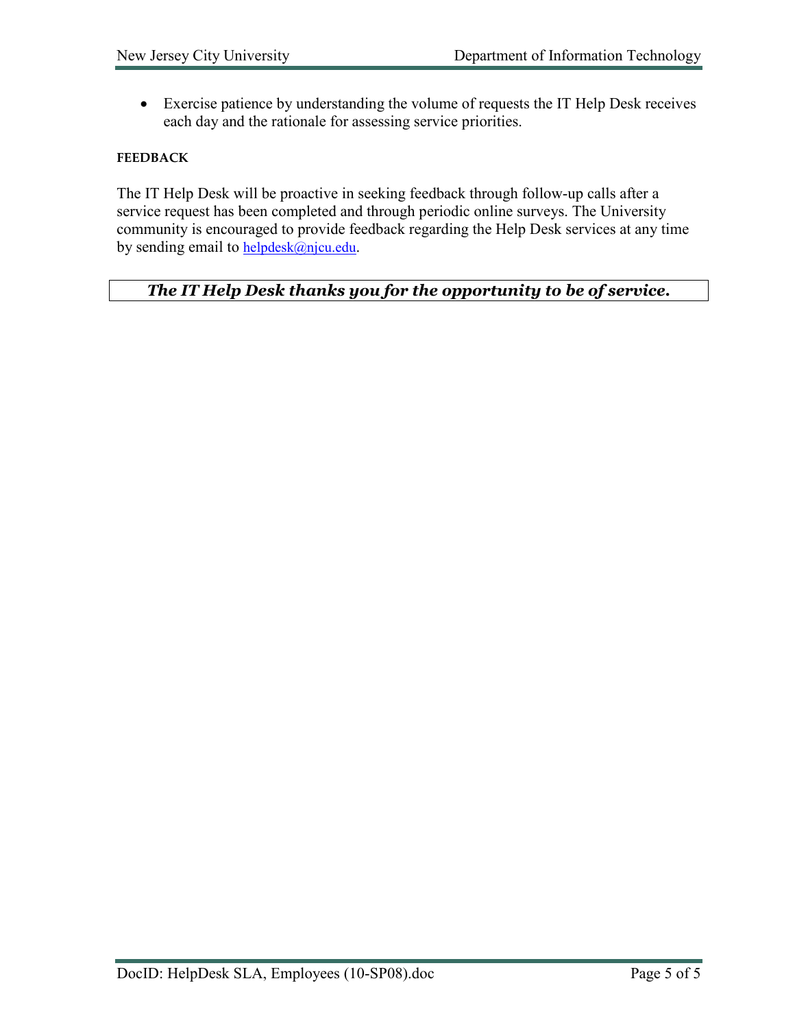- Exercise patience by understanding the volume of requests the IT Help Desk receives each day and the rationale for assessing service priorities.

**FEEDBACK**

The IT Help Desk will be proactive in seeking feedback through follow-up calls after a service request has been completed and through periodic online surveys. The University community is encouraged to provide feedback regarding the Help Desk services at any time by sending email to helpdesk@njcu.edu.

***The IT Help Desk thanks you for the opportunity to be of service.***